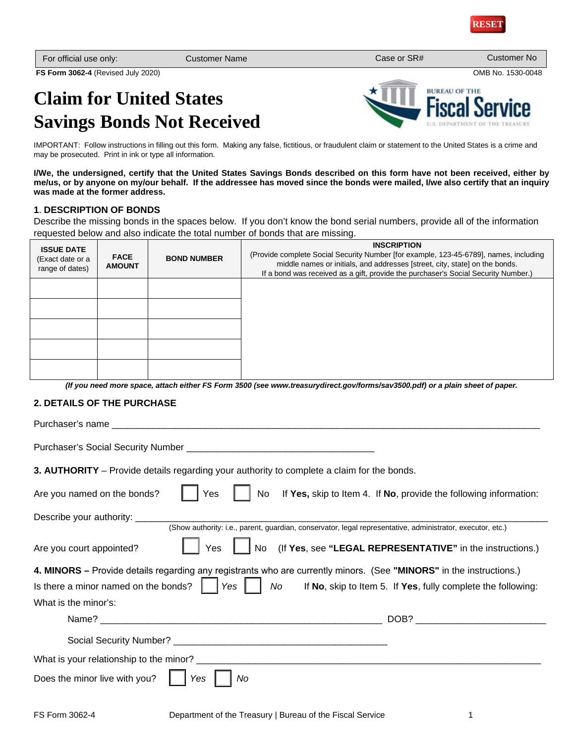RESET

| For official use only: | Customer Name | Case or SR# | Customer No |
|---|---|---|---|

**FS Form 3062-4** (Revised July 2020) OMB No. 1530-0048

# Claim for United States Savings Bonds Not Received

BUREAU OF THE Fiscal Service U.S. DEPARTMENT OF THE TREASURY

IMPORTANT: Follow instructions in filling out this form. Making any false, fictitious, or fraudulent claim or statement to the United States is a crime and may be prosecuted. Print in ink or type all information.

**I/We, the undersigned, certify that the United States Savings Bonds described on this form have not been received, either by me/us, or by anyone on my/our behalf. If the addressee has moved since the bonds were mailed, I/we also certify that an inquiry was made at the former address.**

## 1. DESCRIPTION OF BONDS

Describe the missing bonds in the spaces below. If you don't know the bond serial numbers, provide all of the information requested below and also indicate the total number of bonds that are missing.

| **ISSUE DATE** (Exact date or a range of dates) | **FACE AMOUNT** | **BOND NUMBER** | **INSCRIPTION** (Provide complete Social Security Number [for example, 123-45-6789], names, including middle names or initials, and addresses [street, city, state] on the bonds. If a bond was received as a gift, provide the purchaser's Social Security Number.) |
|---|---|---|---|
| | | | |
| | | | |
| | | | |
| | | | |
| | | | |

***(If you need more space, attach either FS Form 3500 (see www.treasurydirect.gov/forms/sav3500.pdf) or a plain sheet of paper.***

## 2. DETAILS OF THE PURCHASE

Purchaser's name ____________________________________________

Purchaser's Social Security Number ______________________________

**3. AUTHORITY** – Provide details regarding your authority to complete a claim for the bonds.

Are you named on the bonds? ☐ Yes ☐ No If **Yes,** skip to Item 4. If **No**, provide the following information:

Describe your authority: ____________________________________________
(Show authority: i.e., parent, guardian, conservator, legal representative, administrator, executor, etc.)

Are you court appointed? ☐ Yes ☐ No (If **Yes**, see **"LEGAL REPRESENTATIVE"** in the instructions.)

**4. MINORS –** Provide details regarding any registrants who are currently minors. (See **"MINORS"** in the instructions.)

Is there a minor named on the bonds? ☐ *Yes* ☐ *No* If **No**, skip to Item 5. If **Yes**, fully complete the following:

What is the minor's:

Name? ______________________________ DOB? ______________

Social Security Number? ______________________________

What is your relationship to the minor? ______________________________

Does the minor live with you? ☐ *Yes* ☐ *No*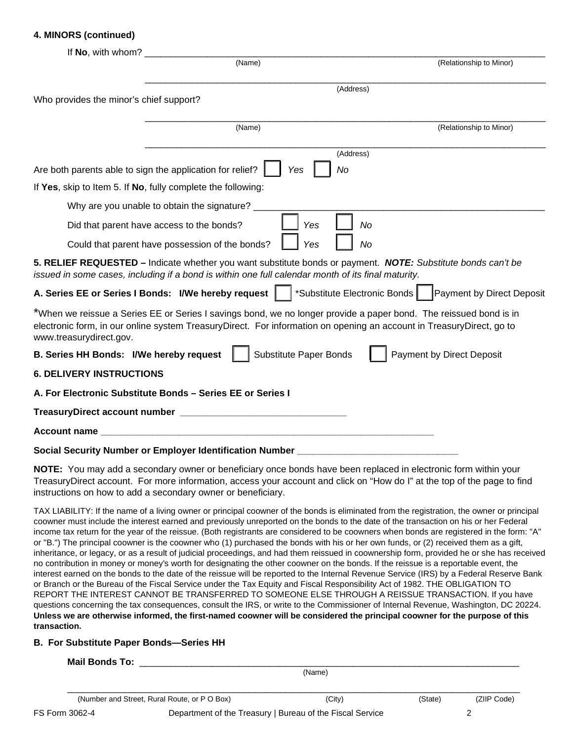**4. MINORS (continued)**

If **No**, with whom? ______________________________________________

(Name) (Relationship to Minor)

______________________________________________

(Address)

Who provides the minor's chief support?

______________________________________________

(Name) (Relationship to Minor)

______________________________________________

(Address)

Are both parents able to sign the application for relief? ☐ *Yes* ☐ *No*

If **Yes**, skip to Item 5. If **No**, fully complete the following:

Why are you unable to obtain the signature? ______________________________________________

Did that parent have access to the bonds? ☐ *Yes* ☐ *No*

Could that parent have possession of the bonds? ☐ *Yes* ☐ *No*

**5. RELIEF REQUESTED –** Indicate whether you want substitute bonds or payment. ***NOTE:*** *Substitute bonds can't be issued in some cases, including if a bond is within one full calendar month of its final maturity.*

**A. Series EE or Series I Bonds: I/We hereby request** ☐ *Substitute Electronic Bonds ☐ Payment by Direct Deposit

*When we reissue a Series EE or Series I savings bond, we no longer provide a paper bond. The reissued bond is in electronic form, in our online system TreasuryDirect. For information on opening an account in TreasuryDirect, go to www.treasurydirect.gov.

**B. Series HH Bonds: I/We hereby request** ☐ Substitute Paper Bonds ☐ Payment by Direct Deposit

**6. DELIVERY INSTRUCTIONS**

**A. For Electronic Substitute Bonds – Series EE or Series I**

**TreasuryDirect account number** ______________________________

**Account name** ______________________________________________

**Social Security Number or Employer Identification Number** ______________________________

**NOTE:** You may add a secondary owner or beneficiary once bonds have been replaced in electronic form within your TreasuryDirect account. For more information, access your account and click on "How do I" at the top of the page to find instructions on how to add a secondary owner or beneficiary.

TAX LIABILITY: If the name of a living owner or principal coowner of the bonds is eliminated from the registration, the owner or principal coowner must include the interest earned and previously unreported on the bonds to the date of the transaction on his or her Federal income tax return for the year of the reissue. (Both registrants are considered to be coowners when bonds are registered in the form: "A" or "B.") The principal coowner is the coowner who (1) purchased the bonds with his or her own funds, or (2) received them as a gift, inheritance, or legacy, or as a result of judicial proceedings, and had them reissued in coownership form, provided he or she has received no contribution in money or money's worth for designating the other coowner on the bonds. If the reissue is a reportable event, the interest earned on the bonds to the date of the reissue will be reported to the Internal Revenue Service (IRS) by a Federal Reserve Bank or Branch or the Bureau of the Fiscal Service under the Tax Equity and Fiscal Responsibility Act of 1982. THE OBLIGATION TO REPORT THE INTEREST CANNOT BE TRANSFERRED TO SOMEONE ELSE THROUGH A REISSUE TRANSACTION. If you have questions concerning the tax consequences, consult the IRS, or write to the Commissioner of Internal Revenue, Washington, DC 20224. **Unless we are otherwise informed, the first-named coowner will be considered the principal coowner for the purpose of this transaction.**

**B. For Substitute Paper Bonds—Series HH**

**Mail Bonds To:** ______________________________________________

(Name)

______________________________________________

(Number and Street, Rural Route, or P O Box) (City) (State) (ZIIP Code)

FS Form 3062-4 Department of the Treasury | Bureau of the Fiscal Service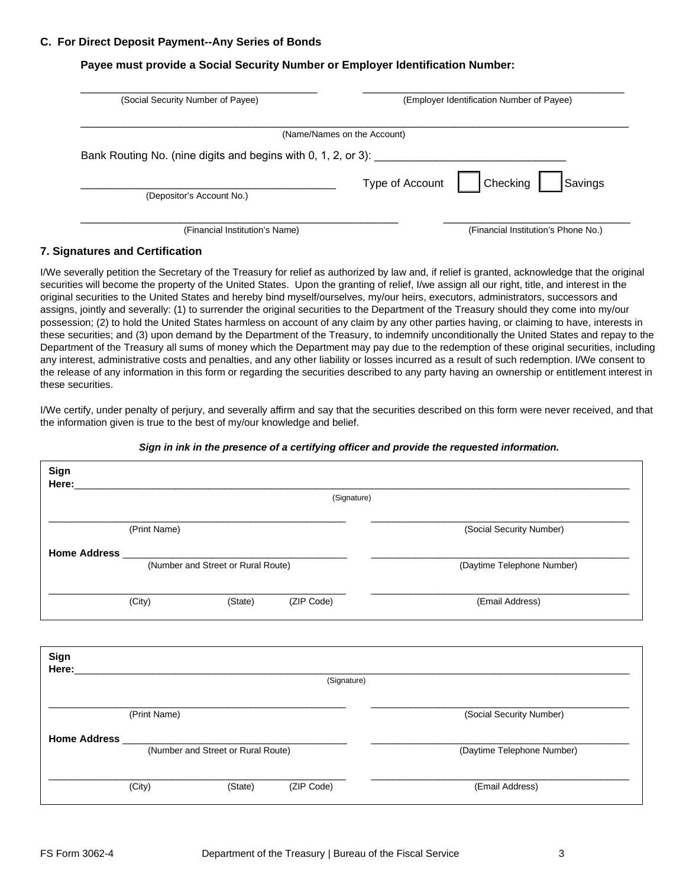### C. For Direct Deposit Payment--Any Series of Bonds

**Payee must provide a Social Security Number or Employer Identification Number:**

\_\_\_\_\_\_\_\_\_\_\_\_\_\_\_\_\_\_\_\_\_\_\_\_\_\_\_\_\_\_\_\_\_\_\_\_\_\_\_\_ (Social Security Number of Payee)

\_\_\_\_\_\_\_\_\_\_\_\_\_\_\_\_\_\_\_\_\_\_\_\_\_\_\_\_\_\_\_\_\_\_\_\_\_\_\_\_ (Employer Identification Number of Payee)

\_\_\_\_\_\_\_\_\_\_\_\_\_\_\_\_\_\_\_\_\_\_\_\_\_\_\_\_\_\_\_\_\_\_\_\_\_\_\_\_ (Name/Names on the Account)

Bank Routing No. (nine digits and begins with 0, 1, 2, or 3): \_\_\_\_\_\_\_\_\_\_\_\_\_\_\_\_\_\_\_\_\_\_\_\_\_\_\_\_\_\_

\_\_\_\_\_\_\_\_\_\_\_\_\_\_\_\_\_\_\_\_\_\_\_\_\_\_\_\_\_\_\_\_\_\_\_\_\_\_\_\_ (Depositor's Account No.)

Type of Account ☐ Checking ☐ Savings

\_\_\_\_\_\_\_\_\_\_\_\_\_\_\_\_\_\_\_\_\_\_\_\_\_\_\_\_\_\_\_\_\_\_\_\_\_\_\_\_ (Financial Institution's Name)

\_\_\_\_\_\_\_\_\_\_\_\_\_\_\_\_\_\_\_\_\_\_\_\_\_\_\_\_\_\_\_\_\_\_\_\_\_\_\_\_ (Financial Institution's Phone No.)

### 7. Signatures and Certification

I/We severally petition the Secretary of the Treasury for relief as authorized by law and, if relief is granted, acknowledge that the original securities will become the property of the United States. Upon the granting of relief, I/we assign all our right, title, and interest in the original securities to the United States and hereby bind myself/ourselves, my/our heirs, executors, administrators, successors and assigns, jointly and severally: (1) to surrender the original securities to the Department of the Treasury should they come into my/our possession; (2) to hold the United States harmless on account of any claim by any other parties having, or claiming to have, interests in these securities; and (3) upon demand by the Department of the Treasury, to indemnify unconditionally the United States and repay to the Department of the Treasury all sums of money which the Department may pay due to the redemption of these original securities, including any interest, administrative costs and penalties, and any other liability or losses incurred as a result of such redemption. I/We consent to the release of any information in this form or regarding the securities described to any party having an ownership or entitlement interest in these securities.

I/We certify, under penalty of perjury, and severally affirm and say that the securities described on this form were never received, and that the information given is true to the best of my/our knowledge and belief.

***Sign in ink in the presence of a certifying officer and provide the requested information.***

**Sign Here:** \_\_\_\_\_\_\_\_\_\_\_\_\_\_\_\_\_\_\_\_\_\_\_\_\_\_\_\_\_\_\_\_\_\_\_\_\_\_\_\_ (Signature)

\_\_\_\_\_\_\_\_\_\_\_\_\_\_\_\_\_\_\_\_\_\_\_\_\_\_\_\_\_\_\_\_\_\_\_\_\_\_\_\_ (Print Name)

\_\_\_\_\_\_\_\_\_\_\_\_\_\_\_\_\_\_\_\_\_\_\_\_\_\_\_\_\_\_\_\_\_\_\_\_\_\_\_\_ (Social Security Number)

**Home Address** \_\_\_\_\_\_\_\_\_\_\_\_\_\_\_\_\_\_\_\_\_\_\_\_\_\_\_\_\_\_\_\_\_\_\_\_\_\_\_\_ (Number and Street or Rural Route)

\_\_\_\_\_\_\_\_\_\_\_\_\_\_\_\_\_\_\_\_\_\_\_\_\_\_\_\_\_\_\_\_\_\_\_\_\_\_\_\_ (Daytime Telephone Number)

\_\_\_\_\_\_\_\_\_\_\_\_\_\_\_\_\_\_\_\_\_\_\_\_\_\_\_\_\_\_\_\_\_\_\_\_\_\_\_\_ (City) (State) (ZIP Code)

\_\_\_\_\_\_\_\_\_\_\_\_\_\_\_\_\_\_\_\_\_\_\_\_\_\_\_\_\_\_\_\_\_\_\_\_\_\_\_\_ (Email Address)

**Sign Here:** \_\_\_\_\_\_\_\_\_\_\_\_\_\_\_\_\_\_\_\_\_\_\_\_\_\_\_\_\_\_\_\_\_\_\_\_\_\_\_\_ (Signature)

\_\_\_\_\_\_\_\_\_\_\_\_\_\_\_\_\_\_\_\_\_\_\_\_\_\_\_\_\_\_\_\_\_\_\_\_\_\_\_\_ (Print Name)

\_\_\_\_\_\_\_\_\_\_\_\_\_\_\_\_\_\_\_\_\_\_\_\_\_\_\_\_\_\_\_\_\_\_\_\_\_\_\_\_ (Social Security Number)

**Home Address** \_\_\_\_\_\_\_\_\_\_\_\_\_\_\_\_\_\_\_\_\_\_\_\_\_\_\_\_\_\_\_\_\_\_\_\_\_\_\_\_ (Number and Street or Rural Route)

\_\_\_\_\_\_\_\_\_\_\_\_\_\_\_\_\_\_\_\_\_\_\_\_\_\_\_\_\_\_\_\_\_\_\_\_\_\_\_\_ (Daytime Telephone Number)

\_\_\_\_\_\_\_\_\_\_\_\_\_\_\_\_\_\_\_\_\_\_\_\_\_\_\_\_\_\_\_\_\_\_\_\_\_\_\_\_ (City) (State) (ZIP Code)

\_\_\_\_\_\_\_\_\_\_\_\_\_\_\_\_\_\_\_\_\_\_\_\_\_\_\_\_\_\_\_\_\_\_\_\_\_\_\_\_ (Email Address)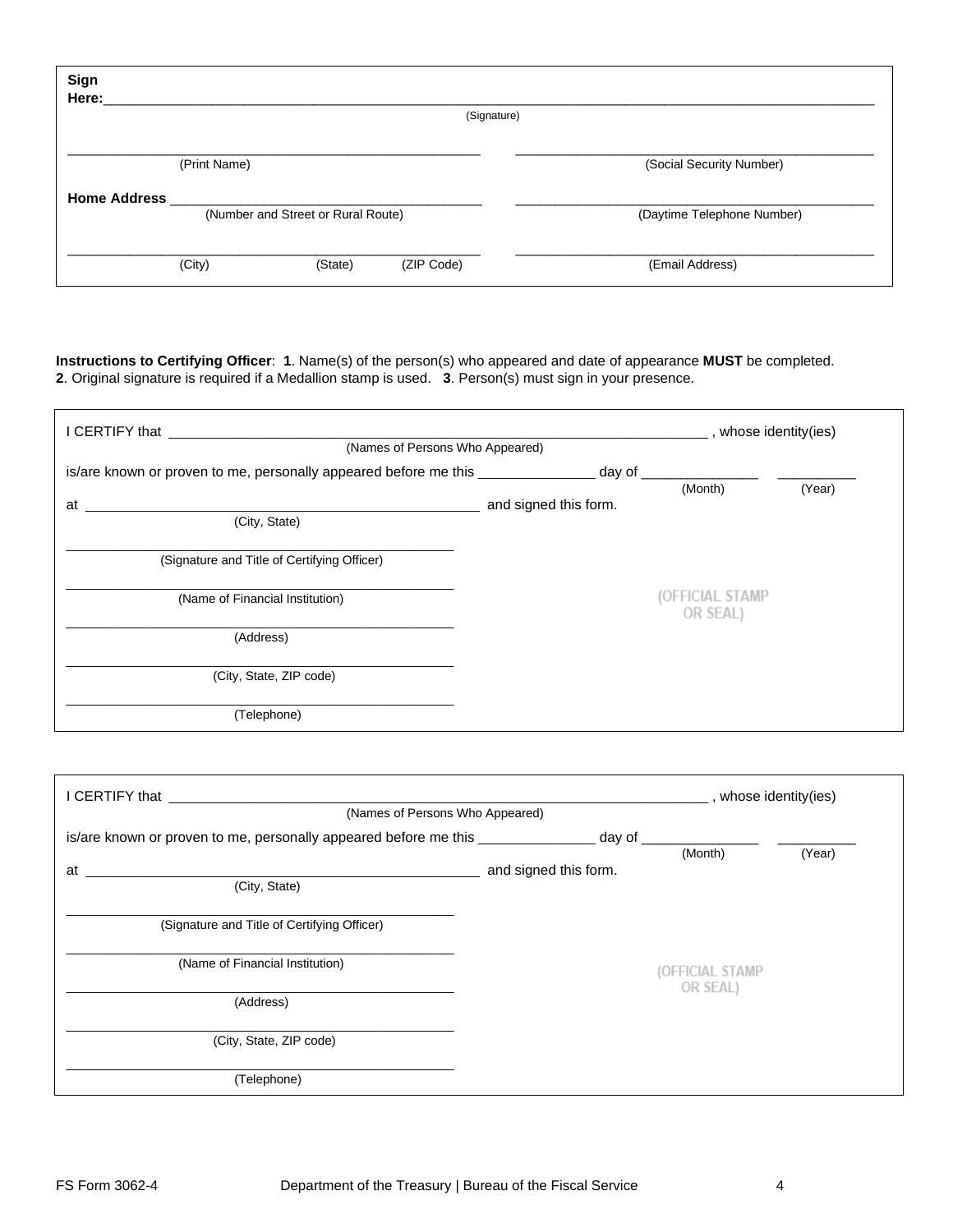**Sign Here:** ______________________________________________________________________________

(Signature)

______________________________________ (Print Name)

______________________________________ (Social Security Number)

**Home Address** ______________________________________ (Number and Street or Rural Route)

______________________________________ (Daytime Telephone Number)

______________________________________ (City) (State) (ZIP Code)

______________________________________ (Email Address)

**Instructions to Certifying Officer**: **1**. Name(s) of the person(s) who appeared and date of appearance **MUST** be completed. **2**. Original signature is required if a Medallion stamp is used. **3**. Person(s) must sign in your presence.

I CERTIFY that ______________________________________ (Names of Persons Who Appeared), whose identity(ies) is/are known or proven to me, personally appeared before me this _______________ day of _______________ (Month) __________ (Year) at ______________________________________ (City, State) and signed this form.

______________________________________ (Signature and Title of Certifying Officer)

______________________________________ (Name of Financial Institution)

______________________________________ (Address)

______________________________________ (City, State, ZIP code)

______________________________________ (Telephone)

(OFFICIAL STAMP OR SEAL)

I CERTIFY that ______________________________________ (Names of Persons Who Appeared), whose identity(ies) is/are known or proven to me, personally appeared before me this _______________ day of _______________ (Month) __________ (Year) at ______________________________________ (City, State) and signed this form.

______________________________________ (Signature and Title of Certifying Officer)

______________________________________ (Name of Financial Institution)

______________________________________ (Address)

______________________________________ (City, State, ZIP code)

______________________________________ (Telephone)

(OFFICIAL STAMP OR SEAL)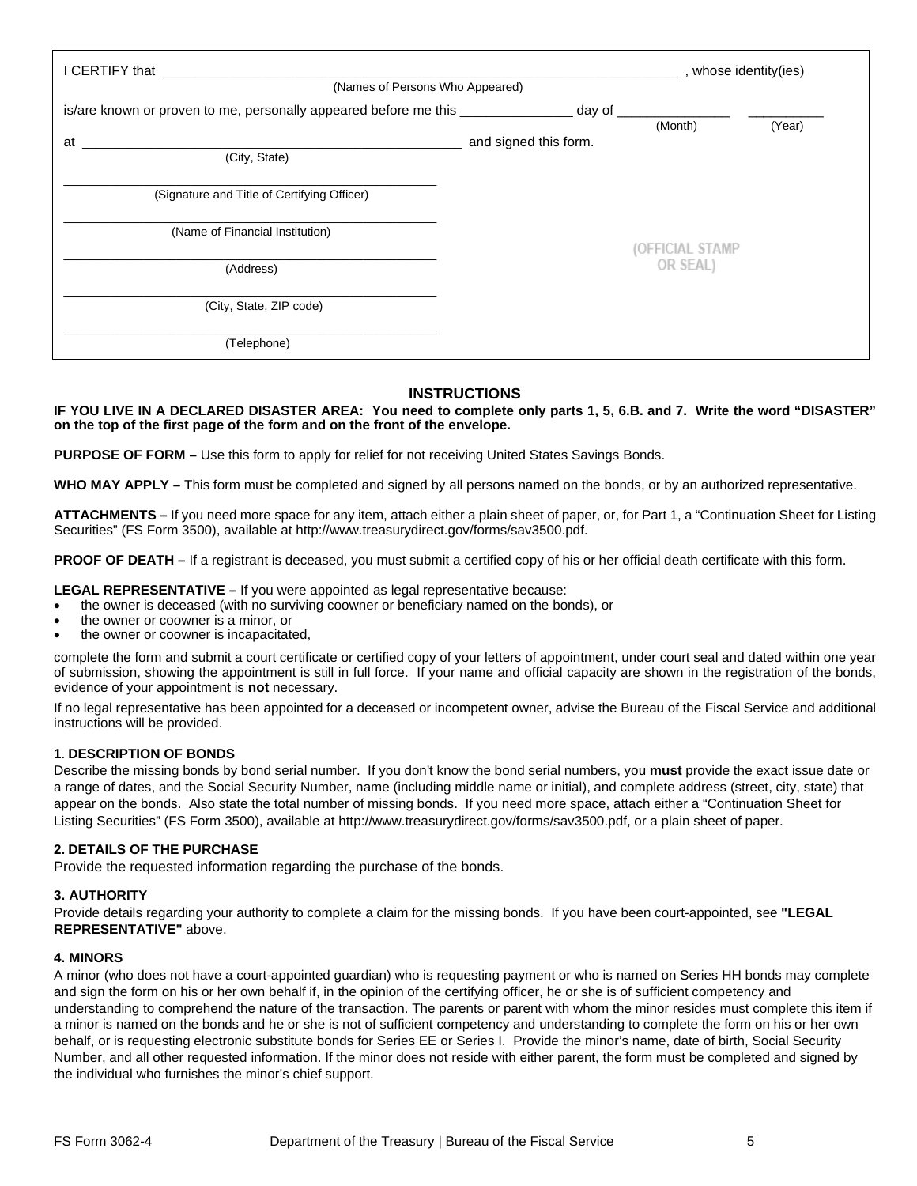I CERTIFY that ______________________________________________________________, whose identity(ies)
(Names of Persons Who Appeared)

is/are known or proven to me, personally appeared before me this ______________ day of ______________ __________
(Month) (Year)

at ______________________________________________ and signed this form.
(City, State)

______________________________________________
(Signature and Title of Certifying Officer)

______________________________________________
(Name of Financial Institution)

______________________________________________
(Address)

______________________________________________
(City, State, ZIP code)

______________________________________________
(Telephone)

(OFFICIAL STAMP OR SEAL)

## INSTRUCTIONS

**IF YOU LIVE IN A DECLARED DISASTER AREA: You need to complete only parts 1, 5, 6.B. and 7. Write the word "DISASTER" on the top of the first page of the form and on the front of the envelope.**

**PURPOSE OF FORM –** Use this form to apply for relief for not receiving United States Savings Bonds.

**WHO MAY APPLY –** This form must be completed and signed by all persons named on the bonds, or by an authorized representative.

**ATTACHMENTS –** If you need more space for any item, attach either a plain sheet of paper, or, for Part 1, a "Continuation Sheet for Listing Securities" (FS Form 3500), available at http://www.treasurydirect.gov/forms/sav3500.pdf.

**PROOF OF DEATH –** If a registrant is deceased, you must submit a certified copy of his or her official death certificate with this form.

**LEGAL REPRESENTATIVE –** If you were appointed as legal representative because:

- the owner is deceased (with no surviving coowner or beneficiary named on the bonds), or
- the owner or coowner is a minor, or
- the owner or coowner is incapacitated,

complete the form and submit a court certificate or certified copy of your letters of appointment, under court seal and dated within one year of submission, showing the appointment is still in full force. If your name and official capacity are shown in the registration of the bonds, evidence of your appointment is **not** necessary.

If no legal representative has been appointed for a deceased or incompetent owner, advise the Bureau of the Fiscal Service and additional instructions will be provided.

### 1. DESCRIPTION OF BONDS

Describe the missing bonds by bond serial number. If you don't know the bond serial numbers, you **must** provide the exact issue date or a range of dates, and the Social Security Number, name (including middle name or initial), and complete address (street, city, state) that appear on the bonds. Also state the total number of missing bonds. If you need more space, attach either a "Continuation Sheet for Listing Securities" (FS Form 3500), available at http://www.treasurydirect.gov/forms/sav3500.pdf, or a plain sheet of paper.

### 2. DETAILS OF THE PURCHASE

Provide the requested information regarding the purchase of the bonds.

### 3. AUTHORITY

Provide details regarding your authority to complete a claim for the missing bonds. If you have been court-appointed, see **"LEGAL REPRESENTATIVE"** above.

### 4. MINORS

A minor (who does not have a court-appointed guardian) who is requesting payment or who is named on Series HH bonds may complete and sign the form on his or her own behalf if, in the opinion of the certifying officer, he or she is of sufficient competency and understanding to comprehend the nature of the transaction. The parents or parent with whom the minor resides must complete this item if a minor is named on the bonds and he or she is not of sufficient competency and understanding to complete the form on his or her own behalf, or is requesting electronic substitute bonds for Series EE or Series I. Provide the minor's name, date of birth, Social Security Number, and all other requested information. If the minor does not reside with either parent, the form must be completed and signed by the individual who furnishes the minor's chief support.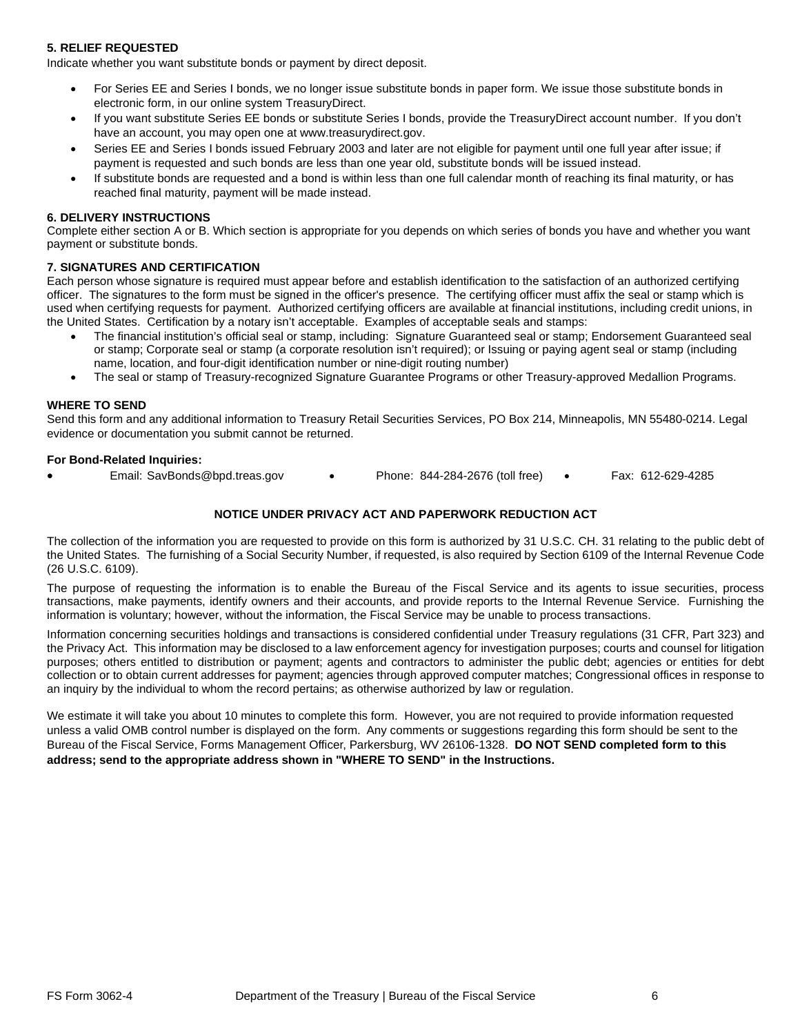**5. RELIEF REQUESTED**

Indicate whether you want substitute bonds or payment by direct deposit.

- For Series EE and Series I bonds, we no longer issue substitute bonds in paper form. We issue those substitute bonds in electronic form, in our online system TreasuryDirect.
- If you want substitute Series EE bonds or substitute Series I bonds, provide the TreasuryDirect account number. If you don't have an account, you may open one at www.treasurydirect.gov.
- Series EE and Series I bonds issued February 2003 and later are not eligible for payment until one full year after issue; if payment is requested and such bonds are less than one year old, substitute bonds will be issued instead.
- If substitute bonds are requested and a bond is within less than one full calendar month of reaching its final maturity, or has reached final maturity, payment will be made instead.

**6. DELIVERY INSTRUCTIONS**

Complete either section A or B. Which section is appropriate for you depends on which series of bonds you have and whether you want payment or substitute bonds.

**7. SIGNATURES AND CERTIFICATION**

Each person whose signature is required must appear before and establish identification to the satisfaction of an authorized certifying officer. The signatures to the form must be signed in the officer's presence. The certifying officer must affix the seal or stamp which is used when certifying requests for payment. Authorized certifying officers are available at financial institutions, including credit unions, in the United States. Certification by a notary isn't acceptable. Examples of acceptable seals and stamps:

- The financial institution's official seal or stamp, including: Signature Guaranteed seal or stamp; Endorsement Guaranteed seal or stamp; Corporate seal or stamp (a corporate resolution isn't required); or Issuing or paying agent seal or stamp (including name, location, and four-digit identification number or nine-digit routing number)
- The seal or stamp of Treasury-recognized Signature Guarantee Programs or other Treasury-approved Medallion Programs.

**WHERE TO SEND**

Send this form and any additional information to Treasury Retail Securities Services, PO Box 214, Minneapolis, MN 55480-0214. Legal evidence or documentation you submit cannot be returned.

**For Bond-Related Inquiries:**

- Email: SavBonds@bpd.treas.gov
- Phone: 844-284-2676 (toll free)
- Fax: 612-629-4285

**NOTICE UNDER PRIVACY ACT AND PAPERWORK REDUCTION ACT**

The collection of the information you are requested to provide on this form is authorized by 31 U.S.C. CH. 31 relating to the public debt of the United States. The furnishing of a Social Security Number, if requested, is also required by Section 6109 of the Internal Revenue Code (26 U.S.C. 6109).

The purpose of requesting the information is to enable the Bureau of the Fiscal Service and its agents to issue securities, process transactions, make payments, identify owners and their accounts, and provide reports to the Internal Revenue Service. Furnishing the information is voluntary; however, without the information, the Fiscal Service may be unable to process transactions.

Information concerning securities holdings and transactions is considered confidential under Treasury regulations (31 CFR, Part 323) and the Privacy Act. This information may be disclosed to a law enforcement agency for investigation purposes; courts and counsel for litigation purposes; others entitled to distribution or payment; agents and contractors to administer the public debt; agencies or entities for debt collection or to obtain current addresses for payment; agencies through approved computer matches; Congressional offices in response to an inquiry by the individual to whom the record pertains; as otherwise authorized by law or regulation.

We estimate it will take you about 10 minutes to complete this form. However, you are not required to provide information requested unless a valid OMB control number is displayed on the form. Any comments or suggestions regarding this form should be sent to the Bureau of the Fiscal Service, Forms Management Officer, Parkersburg, WV 26106-1328. **DO NOT SEND completed form to this address; send to the appropriate address shown in "WHERE TO SEND" in the Instructions.**